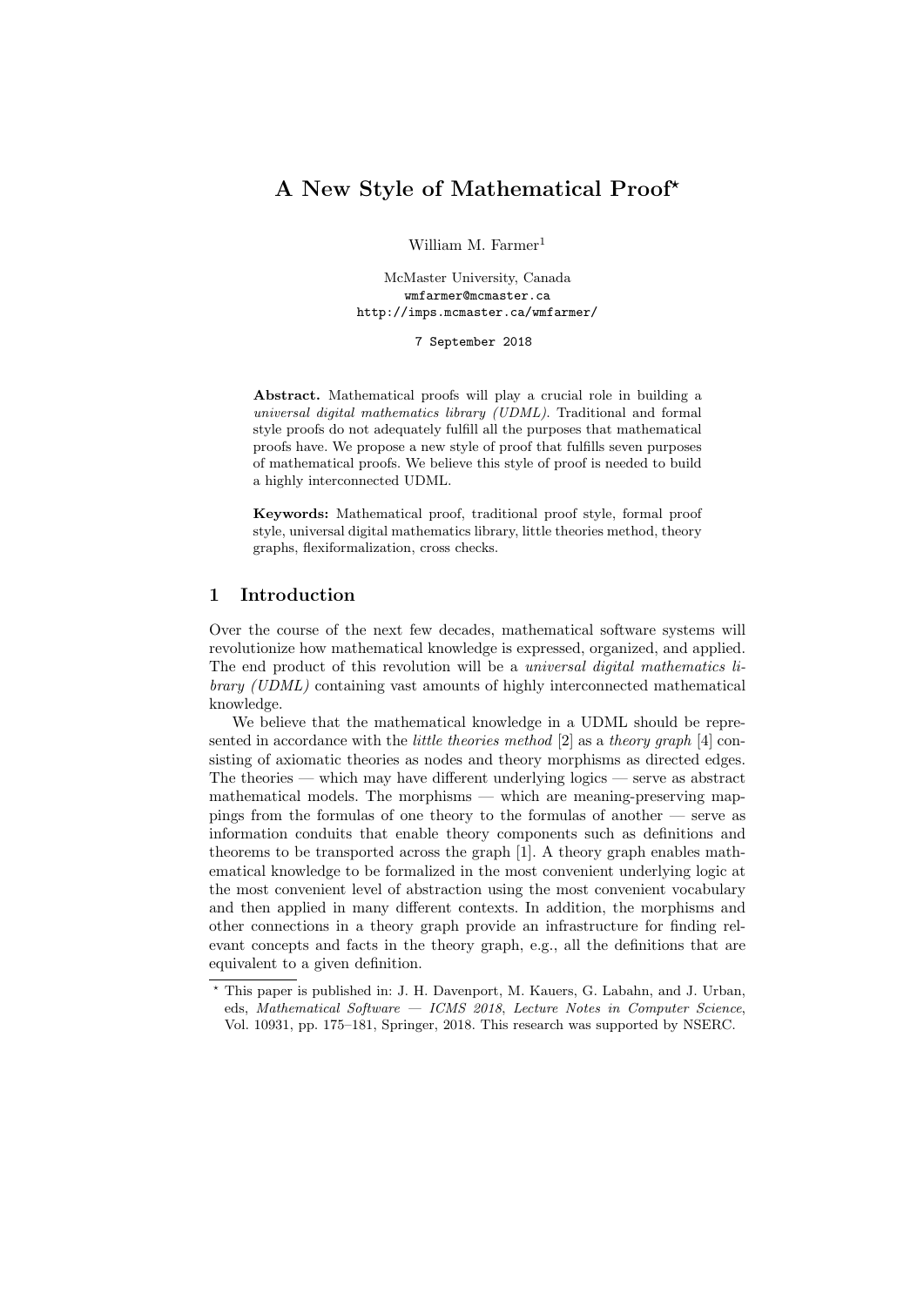# A New Style of Mathematical Proof*

William M. Farmer[1]

McMaster University, Canada
wmfarmer@mcmaster.ca
http://imps.mcmaster.ca/wmfarmer/

7 September 2018

**Abstract.** Mathematical proofs will play a crucial role in building a *universal digital mathematics library (UDML)*. Traditional and formal style proofs do not adequately fulfill all the purposes that mathematical proofs have. We propose a new style of proof that fulfills seven purposes of mathematical proofs. We believe this style of proof is needed to build a highly interconnected UDML.

**Keywords:** Mathematical proof, traditional proof style, formal proof style, universal digital mathematics library, little theories method, theory graphs, flexiformalization, cross checks.

## 1 Introduction

Over the course of the next few decades, mathematical software systems will revolutionize how mathematical knowledge is expressed, organized, and applied. The end product of this revolution will be a *universal digital mathematics library (UDML)* containing vast amounts of highly interconnected mathematical knowledge.

We believe that the mathematical knowledge in a UDML should be represented in accordance with the *little theories method* [2] as a *theory graph* [4] consisting of axiomatic theories as nodes and theory morphisms as directed edges. The theories — which may have different underlying logics — serve as abstract mathematical models. The morphisms — which are meaning-preserving mappings from the formulas of one theory to the formulas of another — serve as information conduits that enable theory components such as definitions and theorems to be transported across the graph [1]. A theory graph enables mathematical knowledge to be formalized in the most convenient underlying logic at the most convenient level of abstraction using the most convenient vocabulary and then applied in many different contexts. In addition, the morphisms and other connections in a theory graph provide an infrastructure for finding relevant concepts and facts in the theory graph, e.g., all the definitions that are equivalent to a given definition.

* This paper is published in: J. H. Davenport, M. Kauers, G. Labahn, and J. Urban, eds, *Mathematical Software — ICMS 2018*, *Lecture Notes in Computer Science*, Vol. 10931, pp. 175–181, Springer, 2018. This research was supported by NSERC.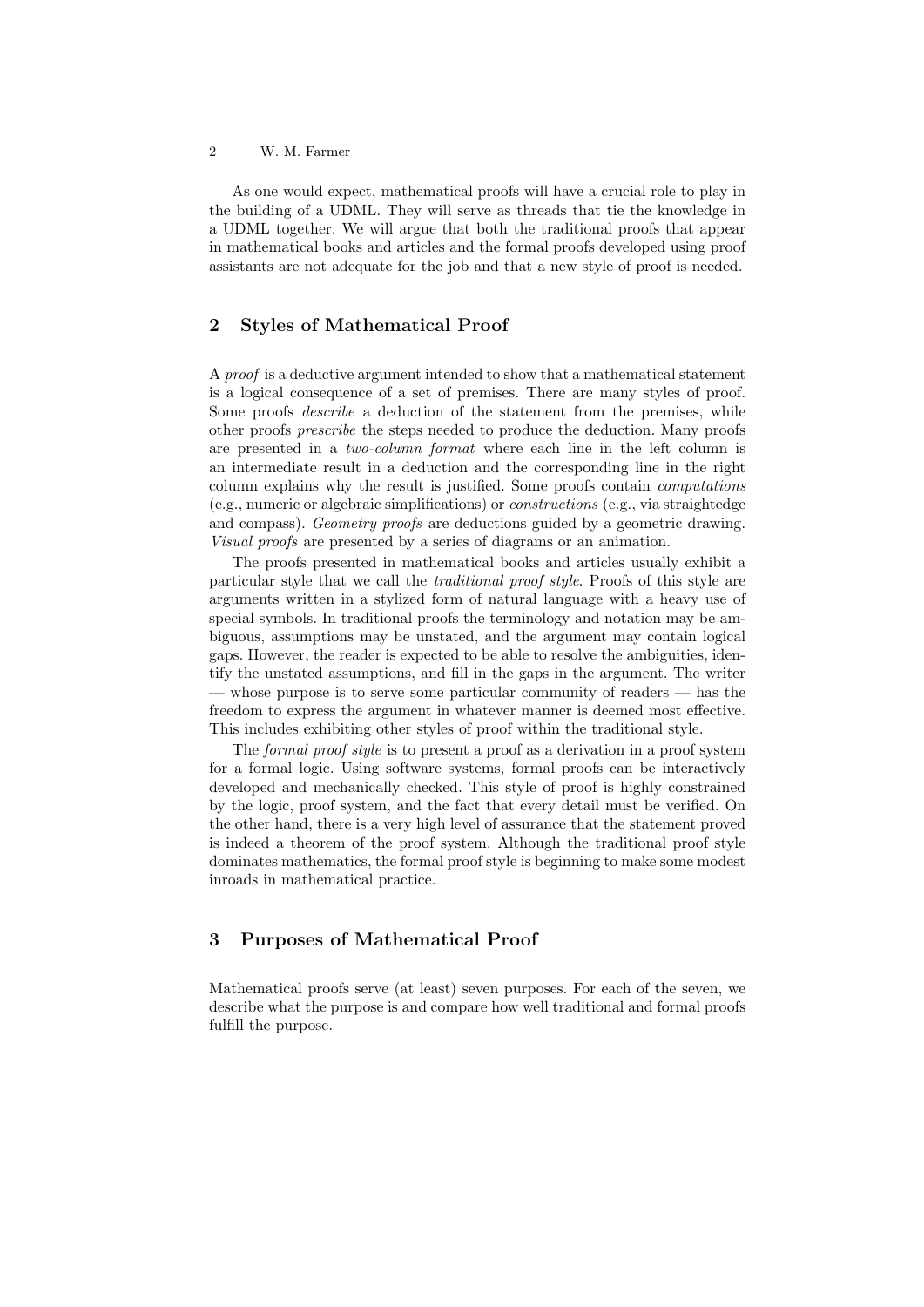As one would expect, mathematical proofs will have a crucial role to play in the building of a UDML. They will serve as threads that tie the knowledge in a UDML together. We will argue that both the traditional proofs that appear in mathematical books and articles and the formal proofs developed using proof assistants are not adequate for the job and that a new style of proof is needed.

## 2 Styles of Mathematical Proof

A *proof* is a deductive argument intended to show that a mathematical statement is a logical consequence of a set of premises. There are many styles of proof. Some proofs *describe* a deduction of the statement from the premises, while other proofs *prescribe* the steps needed to produce the deduction. Many proofs are presented in a *two-column format* where each line in the left column is an intermediate result in a deduction and the corresponding line in the right column explains why the result is justified. Some proofs contain *computations* (e.g., numeric or algebraic simplifications) or *constructions* (e.g., via straightedge and compass). *Geometry proofs* are deductions guided by a geometric drawing. *Visual proofs* are presented by a series of diagrams or an animation.

The proofs presented in mathematical books and articles usually exhibit a particular style that we call the *traditional proof style*. Proofs of this style are arguments written in a stylized form of natural language with a heavy use of special symbols. In traditional proofs the terminology and notation may be ambiguous, assumptions may be unstated, and the argument may contain logical gaps. However, the reader is expected to be able to resolve the ambiguities, identify the unstated assumptions, and fill in the gaps in the argument. The writer — whose purpose is to serve some particular community of readers — has the freedom to express the argument in whatever manner is deemed most effective. This includes exhibiting other styles of proof within the traditional style.

The *formal proof style* is to present a proof as a derivation in a proof system for a formal logic. Using software systems, formal proofs can be interactively developed and mechanically checked. This style of proof is highly constrained by the logic, proof system, and the fact that every detail must be verified. On the other hand, there is a very high level of assurance that the statement proved is indeed a theorem of the proof system. Although the traditional proof style dominates mathematics, the formal proof style is beginning to make some modest inroads in mathematical practice.

## 3 Purposes of Mathematical Proof

Mathematical proofs serve (at least) seven purposes. For each of the seven, we describe what the purpose is and compare how well traditional and formal proofs fulfill the purpose.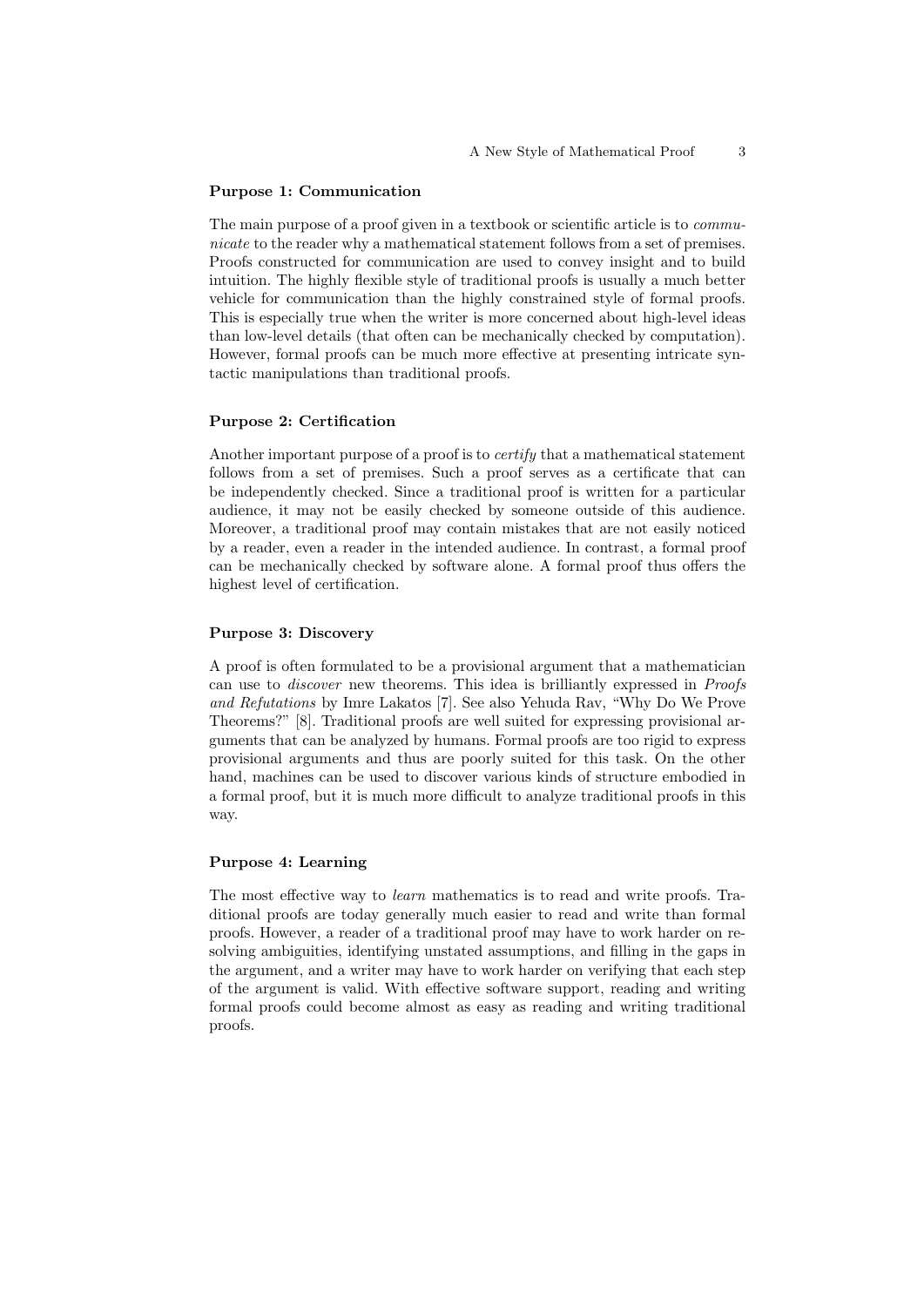#### Purpose 1: Communication

The main purpose of a proof given in a textbook or scientific article is to *communicate* to the reader why a mathematical statement follows from a set of premises. Proofs constructed for communication are used to convey insight and to build intuition. The highly flexible style of traditional proofs is usually a much better vehicle for communication than the highly constrained style of formal proofs. This is especially true when the writer is more concerned about high-level ideas than low-level details (that often can be mechanically checked by computation). However, formal proofs can be much more effective at presenting intricate syntactic manipulations than traditional proofs.

#### Purpose 2: Certification

Another important purpose of a proof is to *certify* that a mathematical statement follows from a set of premises. Such a proof serves as a certificate that can be independently checked. Since a traditional proof is written for a particular audience, it may not be easily checked by someone outside of this audience. Moreover, a traditional proof may contain mistakes that are not easily noticed by a reader, even a reader in the intended audience. In contrast, a formal proof can be mechanically checked by software alone. A formal proof thus offers the highest level of certification.

#### Purpose 3: Discovery

A proof is often formulated to be a provisional argument that a mathematician can use to *discover* new theorems. This idea is brilliantly expressed in *Proofs and Refutations* by Imre Lakatos [7]. See also Yehuda Rav, "Why Do We Prove Theorems?" [8]. Traditional proofs are well suited for expressing provisional arguments that can be analyzed by humans. Formal proofs are too rigid to express provisional arguments and thus are poorly suited for this task. On the other hand, machines can be used to discover various kinds of structure embodied in a formal proof, but it is much more difficult to analyze traditional proofs in this way.

#### Purpose 4: Learning

The most effective way to *learn* mathematics is to read and write proofs. Traditional proofs are today generally much easier to read and write than formal proofs. However, a reader of a traditional proof may have to work harder on resolving ambiguities, identifying unstated assumptions, and filling in the gaps in the argument, and a writer may have to work harder on verifying that each step of the argument is valid. With effective software support, reading and writing formal proofs could become almost as easy as reading and writing traditional proofs.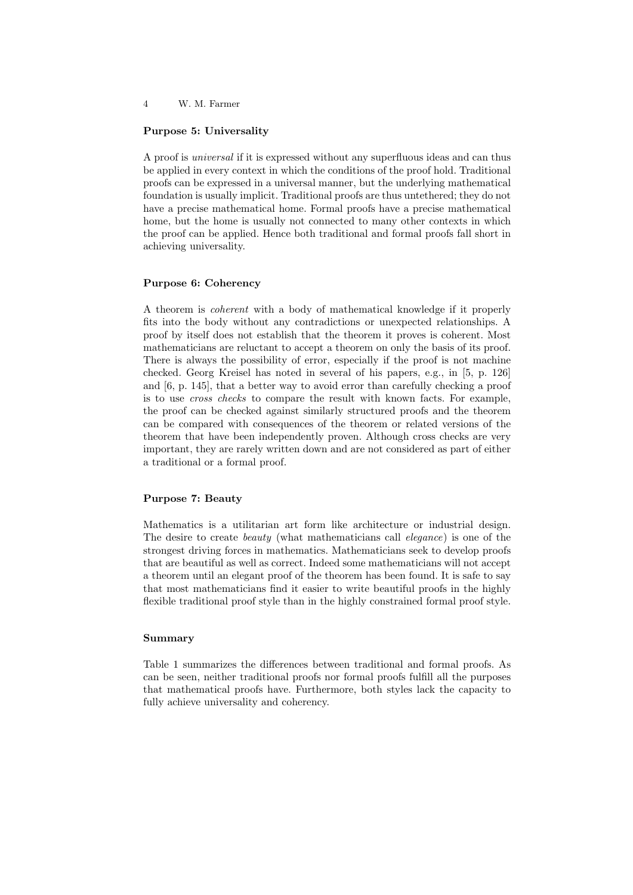**Purpose 5: Universality**

A proof is *universal* if it is expressed without any superfluous ideas and can thus be applied in every context in which the conditions of the proof hold. Traditional proofs can be expressed in a universal manner, but the underlying mathematical foundation is usually implicit. Traditional proofs are thus untethered; they do not have a precise mathematical home. Formal proofs have a precise mathematical home, but the home is usually not connected to many other contexts in which the proof can be applied. Hence both traditional and formal proofs fall short in achieving universality.

**Purpose 6: Coherency**

A theorem is *coherent* with a body of mathematical knowledge if it properly fits into the body without any contradictions or unexpected relationships. A proof by itself does not establish that the theorem it proves is coherent. Most mathematicians are reluctant to accept a theorem on only the basis of its proof. There is always the possibility of error, especially if the proof is not machine checked. Georg Kreisel has noted in several of his papers, e.g., in [5, p. 126] and [6, p. 145], that a better way to avoid error than carefully checking a proof is to use *cross checks* to compare the result with known facts. For example, the proof can be checked against similarly structured proofs and the theorem can be compared with consequences of the theorem or related versions of the theorem that have been independently proven. Although cross checks are very important, they are rarely written down and are not considered as part of either a traditional or a formal proof.

**Purpose 7: Beauty**

Mathematics is a utilitarian art form like architecture or industrial design. The desire to create *beauty* (what mathematicians call *elegance*) is one of the strongest driving forces in mathematics. Mathematicians seek to develop proofs that are beautiful as well as correct. Indeed some mathematicians will not accept a theorem until an elegant proof of the theorem has been found. It is safe to say that most mathematicians find it easier to write beautiful proofs in the highly flexible traditional proof style than in the highly constrained formal proof style.

**Summary**

Table 1 summarizes the differences between traditional and formal proofs. As can be seen, neither traditional proofs nor formal proofs fulfill all the purposes that mathematical proofs have. Furthermore, both styles lack the capacity to fully achieve universality and coherency.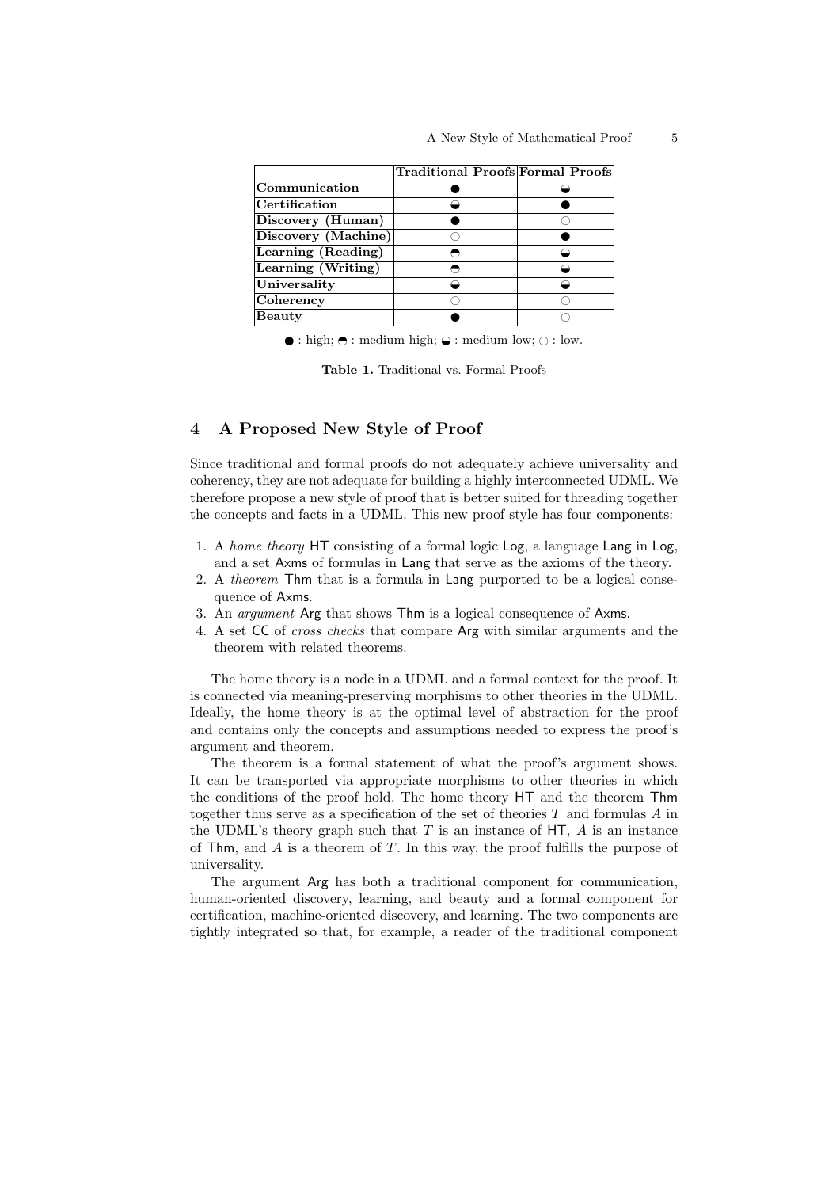| | Traditional Proofs | Formal Proofs |
|---|---|---|
| **Communication** | ● | ◒ |
| **Certification** | ◒ | ● |
| **Discovery (Human)** | ● | ○ |
| **Discovery (Machine)** | ○ | ● |
| **Learning (Reading)** | ◓ | ◒ |
| **Learning (Writing)** | ◓ | ◒ |
| **Universality** | ◒ | ◒ |
| **Coherency** | ○ | ○ |
| **Beauty** | ● | ○ |

● : high; ◓ : medium high; ◒ : medium low; ○ : low.

**Table 1.** Traditional vs. Formal Proofs

## 4 A Proposed New Style of Proof

Since traditional and formal proofs do not adequately achieve universality and coherency, they are not adequate for building a highly interconnected UDML. We therefore propose a new style of proof that is better suited for threading together the concepts and facts in a UDML. This new proof style has four components:

1. A *home theory* HT consisting of a formal logic Log, a language Lang in Log, and a set Axms of formulas in Lang that serve as the axioms of the theory.
2. A *theorem* Thm that is a formula in Lang purported to be a logical consequence of Axms.
3. An *argument* Arg that shows Thm is a logical consequence of Axms.
4. A set CC of *cross checks* that compare Arg with similar arguments and the theorem with related theorems.

The home theory is a node in a UDML and a formal context for the proof. It is connected via meaning-preserving morphisms to other theories in the UDML. Ideally, the home theory is at the optimal level of abstraction for the proof and contains only the concepts and assumptions needed to express the proof's argument and theorem.

The theorem is a formal statement of what the proof's argument shows. It can be transported via appropriate morphisms to other theories in which the conditions of the proof hold. The home theory HT and the theorem Thm together thus serve as a specification of the set of theories $T$ and formulas $A$ in the UDML's theory graph such that $T$ is an instance of HT, $A$ is an instance of Thm, and $A$ is a theorem of $T$. In this way, the proof fulfills the purpose of universality.

The argument Arg has both a traditional component for communication, human-oriented discovery, learning, and beauty and a formal component for certification, machine-oriented discovery, and learning. The two components are tightly integrated so that, for example, a reader of the traditional component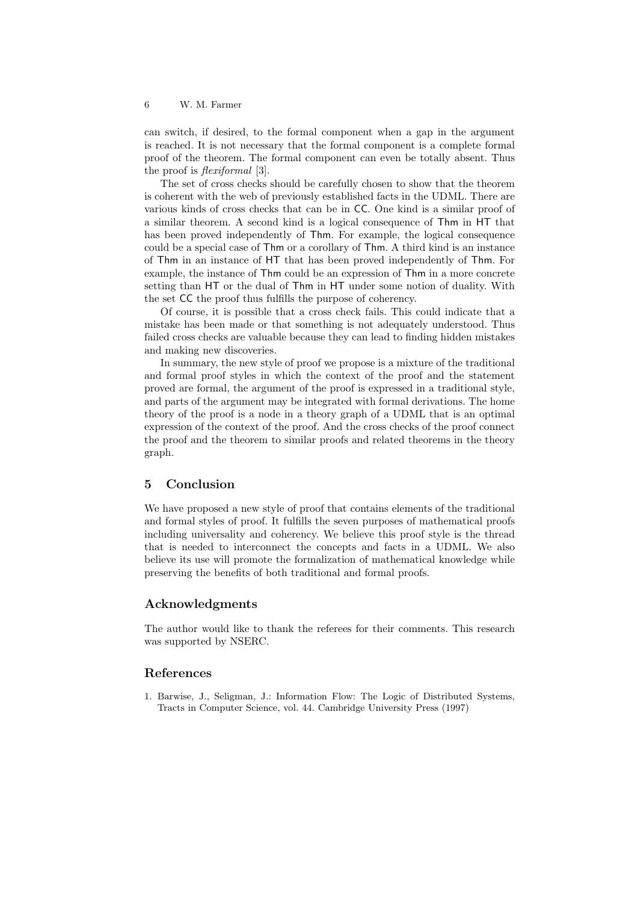can switch, if desired, to the formal component when a gap in the argument is reached. It is not necessary that the formal component is a complete formal proof of the theorem. The formal component can even be totally absent. Thus the proof is *flexiformal* [3].

The set of cross checks should be carefully chosen to show that the theorem is coherent with the web of previously established facts in the UDML. There are various kinds of cross checks that can be in CC. One kind is a similar proof of a similar theorem. A second kind is a logical consequence of Thm in HT that has been proved independently of Thm. For example, the logical consequence could be a special case of Thm or a corollary of Thm. A third kind is an instance of Thm in an instance of HT that has been proved independently of Thm. For example, the instance of Thm could be an expression of Thm in a more concrete setting than HT or the dual of Thm in HT under some notion of duality. With the set CC the proof thus fulfills the purpose of coherency.

Of course, it is possible that a cross check fails. This could indicate that a mistake has been made or that something is not adequately understood. Thus failed cross checks are valuable because they can lead to finding hidden mistakes and making new discoveries.

In summary, the new style of proof we propose is a mixture of the traditional and formal proof styles in which the context of the proof and the statement proved are formal, the argument of the proof is expressed in a traditional style, and parts of the argument may be integrated with formal derivations. The home theory of the proof is a node in a theory graph of a UDML that is an optimal expression of the context of the proof. And the cross checks of the proof connect the proof and the theorem to similar proofs and related theorems in the theory graph.

## 5 Conclusion

We have proposed a new style of proof that contains elements of the traditional and formal styles of proof. It fulfills the seven purposes of mathematical proofs including universality and coherency. We believe this proof style is the thread that is needed to interconnect the concepts and facts in a UDML. We also believe its use will promote the formalization of mathematical knowledge while preserving the benefits of both traditional and formal proofs.

## Acknowledgments

The author would like to thank the referees for their comments. This research was supported by NSERC.

## References

1. Barwise, J., Seligman, J.: Information Flow: The Logic of Distributed Systems, Tracts in Computer Science, vol. 44. Cambridge University Press (1997)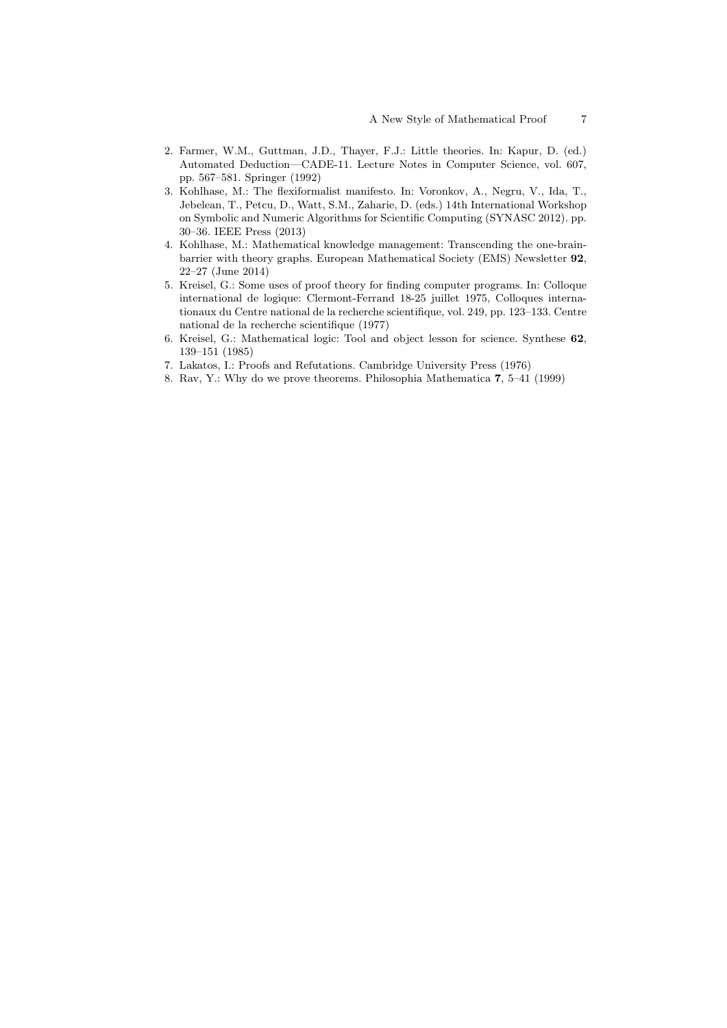2. Farmer, W.M., Guttman, J.D., Thayer, F.J.: Little theories. In: Kapur, D. (ed.) Automated Deduction—CADE-11. Lecture Notes in Computer Science, vol. 607, pp. 567–581. Springer (1992)
3. Kohlhase, M.: The flexiformalist manifesto. In: Voronkov, A., Negru, V., Ida, T., Jebelean, T., Petcu, D., Watt, S.M., Zaharie, D. (eds.) 14th International Workshop on Symbolic and Numeric Algorithms for Scientific Computing (SYNASC 2012). pp. 30–36. IEEE Press (2013)
4. Kohlhase, M.: Mathematical knowledge management: Transcending the one-brain-barrier with theory graphs. European Mathematical Society (EMS) Newsletter **92**, 22–27 (June 2014)
5. Kreisel, G.: Some uses of proof theory for finding computer programs. In: Colloque international de logique: Clermont-Ferrand 18-25 juillet 1975, Colloques internationaux du Centre national de la recherche scientifique, vol. 249, pp. 123–133. Centre national de la recherche scientifique (1977)
6. Kreisel, G.: Mathematical logic: Tool and object lesson for science. Synthese **62**, 139–151 (1985)
7. Lakatos, I.: Proofs and Refutations. Cambridge University Press (1976)
8. Rav, Y.: Why do we prove theorems. Philosophia Mathematica **7**, 5–41 (1999)